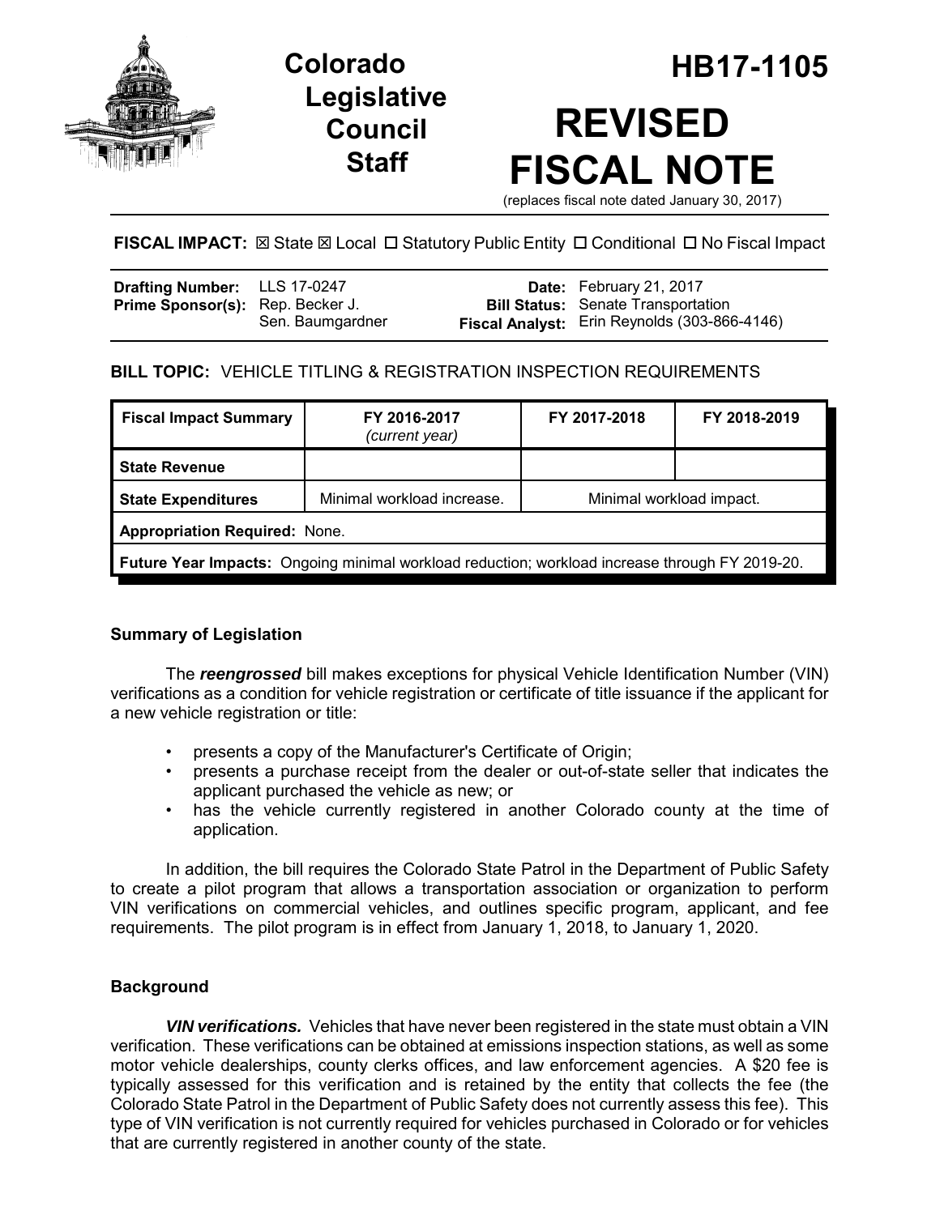# Colorado Legislative Council Staff

# HB17-1105

# REVISED FISCAL NOTE

(replaces fiscal note dated January 30, 2017)

**FISCAL IMPACT:** ☒ State ☒ Local ☐ Statutory Public Entity ☐ Conditional ☐ No Fiscal Impact

| | | | |
|---|---|---|---|
| **Drafting Number:** | LLS 17-0247 | **Date:** | February 21, 2017 |
| **Prime Sponsor(s):** | Rep. Becker J. Sen. Baumgardner | **Bill Status:** | Senate Transportation |
| | | **Fiscal Analyst:** | Erin Reynolds (303-866-4146) |

**BILL TOPIC:** VEHICLE TITLING & REGISTRATION INSPECTION REQUIREMENTS

| Fiscal Impact Summary | FY 2016-2017 *(current year)* | FY 2017-2018 | FY 2018-2019 |
|---|---|---|---|
| **State Revenue** | | | |
| **State Expenditures** | Minimal workload increase. | Minimal workload impact. | |
| **Appropriation Required:** None. | | | |
| **Future Year Impacts:** Ongoing minimal workload reduction; workload increase through FY 2019-20. | | | |

### Summary of Legislation

The ***reengrossed*** bill makes exceptions for physical Vehicle Identification Number (VIN) verifications as a condition for vehicle registration or certificate of title issuance if the applicant for a new vehicle registration or title:

- presents a copy of the Manufacturer's Certificate of Origin;
- presents a purchase receipt from the dealer or out-of-state seller that indicates the applicant purchased the vehicle as new; or
- has the vehicle currently registered in another Colorado county at the time of application.

In addition, the bill requires the Colorado State Patrol in the Department of Public Safety to create a pilot program that allows a transportation association or organization to perform VIN verifications on commercial vehicles, and outlines specific program, applicant, and fee requirements. The pilot program is in effect from January 1, 2018, to January 1, 2020.

### Background

***VIN verifications.*** Vehicles that have never been registered in the state must obtain a VIN verification. These verifications can be obtained at emissions inspection stations, as well as some motor vehicle dealerships, county clerks offices, and law enforcement agencies. A $20 fee is typically assessed for this verification and is retained by the entity that collects the fee (the Colorado State Patrol in the Department of Public Safety does not currently assess this fee). This type of VIN verification is not currently required for vehicles purchased in Colorado or for vehicles that are currently registered in another county of the state.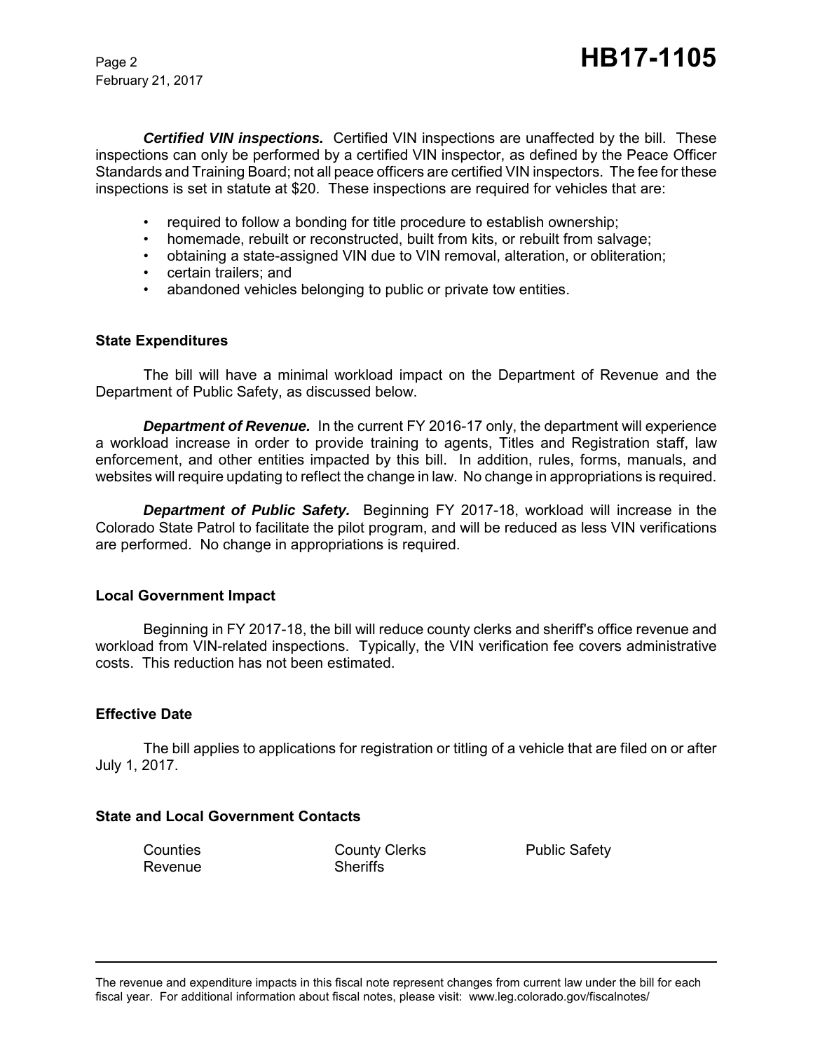***Certified VIN inspections.*** Certified VIN inspections are unaffected by the bill. These inspections can only be performed by a certified VIN inspector, as defined by the Peace Officer Standards and Training Board; not all peace officers are certified VIN inspectors. The fee for these inspections is set in statute at $20. These inspections are required for vehicles that are:

- required to follow a bonding for title procedure to establish ownership;
- homemade, rebuilt or reconstructed, built from kits, or rebuilt from salvage;
- obtaining a state-assigned VIN due to VIN removal, alteration, or obliteration;
- certain trailers; and
- abandoned vehicles belonging to public or private tow entities.

### State Expenditures

The bill will have a minimal workload impact on the Department of Revenue and the Department of Public Safety, as discussed below.

***Department of Revenue.*** In the current FY 2016-17 only, the department will experience a workload increase in order to provide training to agents, Titles and Registration staff, law enforcement, and other entities impacted by this bill. In addition, rules, forms, manuals, and websites will require updating to reflect the change in law. No change in appropriations is required.

***Department of Public Safety.*** Beginning FY 2017-18, workload will increase in the Colorado State Patrol to facilitate the pilot program, and will be reduced as less VIN verifications are performed. No change in appropriations is required.

### Local Government Impact

Beginning in FY 2017-18, the bill will reduce county clerks and sheriff's office revenue and workload from VIN-related inspections. Typically, the VIN verification fee covers administrative costs. This reduction has not been estimated.

### Effective Date

The bill applies to applications for registration or titling of a vehicle that are filed on or after July 1, 2017.

### State and Local Government Contacts

| | | |
|---|---|---|
| Counties | County Clerks | Public Safety |
| Revenue | Sheriffs | |

The revenue and expenditure impacts in this fiscal note represent changes from current law under the bill for each fiscal year. For additional information about fiscal notes, please visit: www.leg.colorado.gov/fiscalnotes/